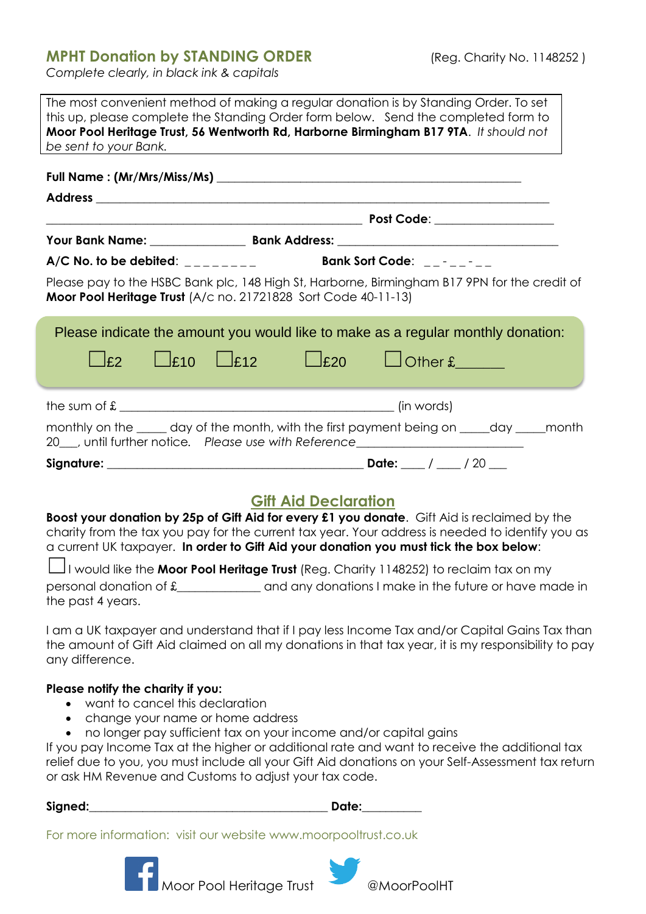## MPHT Donation by STANDING ORDER

(Reg. Charity No. 1148252 )

*Complete clearly, in black ink & capitals*

The most convenient method of making a regular donation is by Standing Order. To set this up, please complete the Standing Order form below. Send the completed form to **Moor Pool Heritage Trust, 56 Wentworth Rd, Harborne Birmingham B17 9TA**. *It should not be sent to your Bank.*

**Full Name : (Mr/Mrs/Miss/Ms)** ______________________________________________

**Address** ________________________________________________________________

______________________________________________ **Post Code**: __________________

**Your Bank Name:** ______________ **Bank Address:** ________________________________

**A/C No. to be debited**: _ _ _ _ _ _ _ _ **Bank Sort Code**: _ _ - _ _ - _ _

Please pay to the HSBC Bank plc, 148 High St, Harborne, Birmingham B17 9PN for the credit of **Moor Pool Heritage Trust** (A/c no. 21721828 Sort Code 40-11-13)

Please indicate the amount you would like to make as a regular monthly donation:

☐ £2 ☐ £10 ☐ £12 ☐ £20 ☐ Other £______

the sum of £ ________________________________________ (in words)

monthly on the ____ day of the month, with the first payment being on ____day ____month 20___, until further notice. *Please use with Reference*________________________

**Signature:** ______________________________________ **Date:** ____ / ____ / 20 ___

## Gift Aid Declaration

**Boost your donation by 25p of Gift Aid for every £1 you donate**. Gift Aid is reclaimed by the charity from the tax you pay for the current tax year. Your address is needed to identify you as a current UK taxpayer. **In order to Gift Aid your donation you must tick the box below**:

☐ I would like the **Moor Pool Heritage Trust** (Reg. Charity 1148252) to reclaim tax on my personal donation of £_____________ and any donations I make in the future or have made in the past 4 years.

I am a UK taxpayer and understand that if I pay less Income Tax and/or Capital Gains Tax than the amount of Gift Aid claimed on all my donations in that tax year, it is my responsibility to pay any difference.

**Please notify the charity if you:**

- want to cancel this declaration
- change your name or home address
- no longer pay sufficient tax on your income and/or capital gains

If you pay Income Tax at the higher or additional rate and want to receive the additional tax relief due to you, you must include all your Gift Aid donations on your Self-Assessment tax return or ask HM Revenue and Customs to adjust your tax code.

**Signed:**____________________________________ **Date:**_________

For more information: visit our website www.moorpooltrust.co.uk

Moor Pool Heritage Trust @MoorPoolHT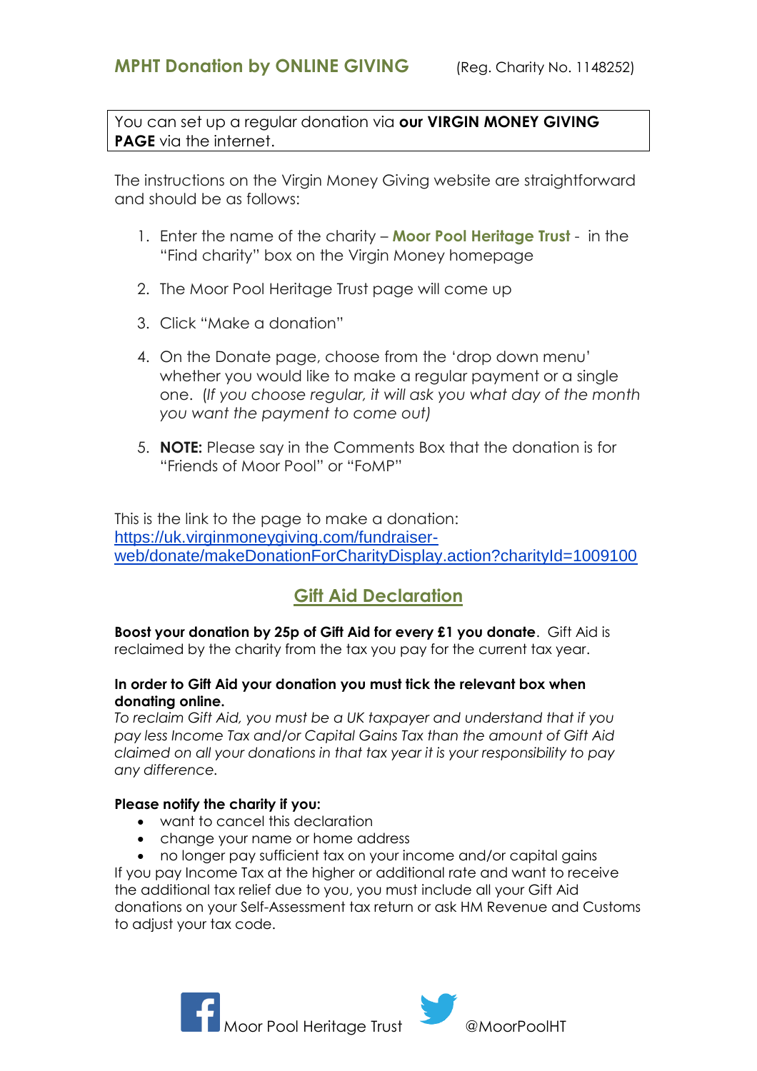## MPHT Donation by ONLINE GIVING (Reg. Charity No. 1148252)

You can set up a regular donation via **our VIRGIN MONEY GIVING PAGE** via the internet.

The instructions on the Virgin Money Giving website are straightforward and should be as follows:

1. Enter the name of the charity – **Moor Pool Heritage Trust** - in the "Find charity" box on the Virgin Money homepage
2. The Moor Pool Heritage Trust page will come up
3. Click "Make a donation"
4. On the Donate page, choose from the 'drop down menu' whether you would like to make a regular payment or a single one. (*If you choose regular, it will ask you what day of the month you want the payment to come out)*
5. **NOTE:** Please say in the Comments Box that the donation is for "Friends of Moor Pool" or "FoMP"

This is the link to the page to make a donation:
https://uk.virginmoneygiving.com/fundraiser-web/donate/makeDonationForCharityDisplay.action?charityId=1009100

## Gift Aid Declaration

**Boost your donation by 25p of Gift Aid for every £1 you donate**. Gift Aid is reclaimed by the charity from the tax you pay for the current tax year.

**In order to Gift Aid your donation you must tick the relevant box when donating online.**
*To reclaim Gift Aid, you must be a UK taxpayer and understand that if you pay less Income Tax and/or Capital Gains Tax than the amount of Gift Aid claimed on all your donations in that tax year it is your responsibility to pay any difference.*

**Please notify the charity if you:**

- want to cancel this declaration
- change your name or home address
- no longer pay sufficient tax on your income and/or capital gains

If you pay Income Tax at the higher or additional rate and want to receive the additional tax relief due to you, you must include all your Gift Aid donations on your Self-Assessment tax return or ask HM Revenue and Customs to adjust your tax code.

Moor Pool Heritage Trust @MoorPoolHT